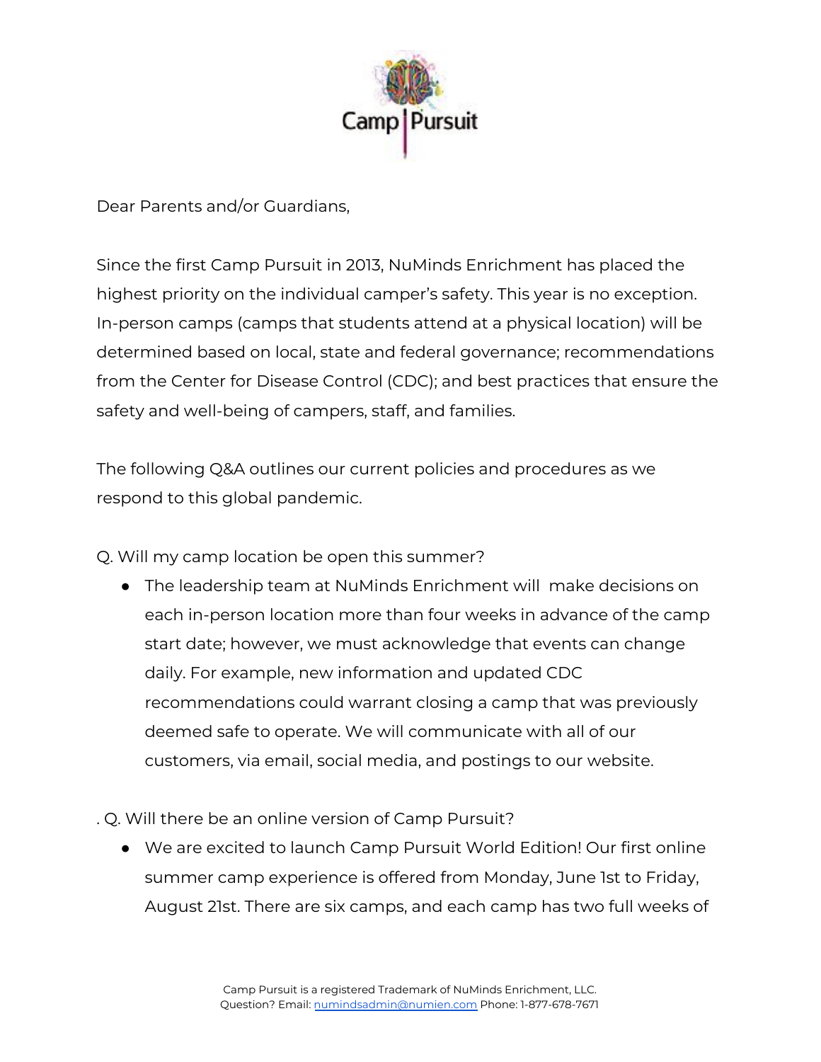Dear Parents and/or Guardians,

Since the first Camp Pursuit in 2013, NuMinds Enrichment has placed the highest priority on the individual camper's safety. This year is no exception. In-person camps (camps that students attend at a physical location) will be determined based on local, state and federal governance; recommendations from the Center for Disease Control (CDC); and best practices that ensure the safety and well-being of campers, staff, and families.

The following Q&A outlines our current policies and procedures as we respond to this global pandemic.

Q. Will my camp location be open this summer?

- The leadership team at NuMinds Enrichment will make decisions on each in-person location more than four weeks in advance of the camp start date; however, we must acknowledge that events can change daily. For example, new information and updated CDC recommendations could warrant closing a camp that was previously deemed safe to operate. We will communicate with all of our customers, via email, social media, and postings to our website.

. Q. Will there be an online version of Camp Pursuit?

- We are excited to launch Camp Pursuit World Edition! Our first online summer camp experience is offered from Monday, June 1st to Friday, August 21st. There are six camps, and each camp has two full weeks of

Camp Pursuit is a registered Trademark of NuMinds Enrichment, LLC.
Question? Email: numindsadmin@numien.com Phone: 1-877-678-7671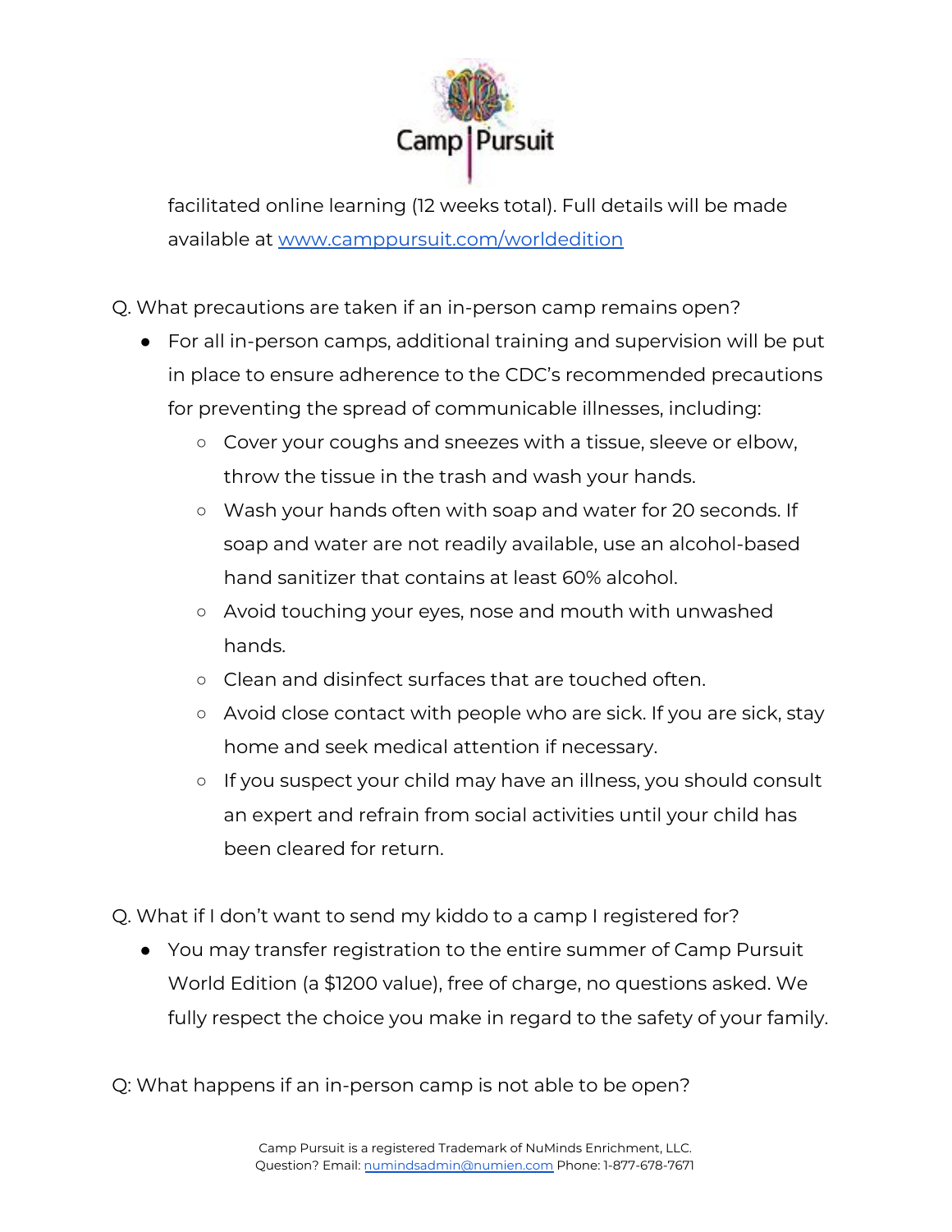facilitated online learning (12 weeks total). Full details will be made available at [www.camppursuit.com/worldedition](http://www.camppursuit.com/worldedition)

Q. What precautions are taken if an in-person camp remains open?

- For all in-person camps, additional training and supervision will be put in place to ensure adherence to the CDC's recommended precautions for preventing the spread of communicable illnesses, including:
  - Cover your coughs and sneezes with a tissue, sleeve or elbow, throw the tissue in the trash and wash your hands.
  - Wash your hands often with soap and water for 20 seconds. If soap and water are not readily available, use an alcohol-based hand sanitizer that contains at least 60% alcohol.
  - Avoid touching your eyes, nose and mouth with unwashed hands.
  - Clean and disinfect surfaces that are touched often.
  - Avoid close contact with people who are sick. If you are sick, stay home and seek medical attention if necessary.
  - If you suspect your child may have an illness, you should consult an expert and refrain from social activities until your child has been cleared for return.

Q. What if I don't want to send my kiddo to a camp I registered for?

- You may transfer registration to the entire summer of Camp Pursuit World Edition (a $1200 value), free of charge, no questions asked. We fully respect the choice you make in regard to the safety of your family.

Q: What happens if an in-person camp is not able to be open?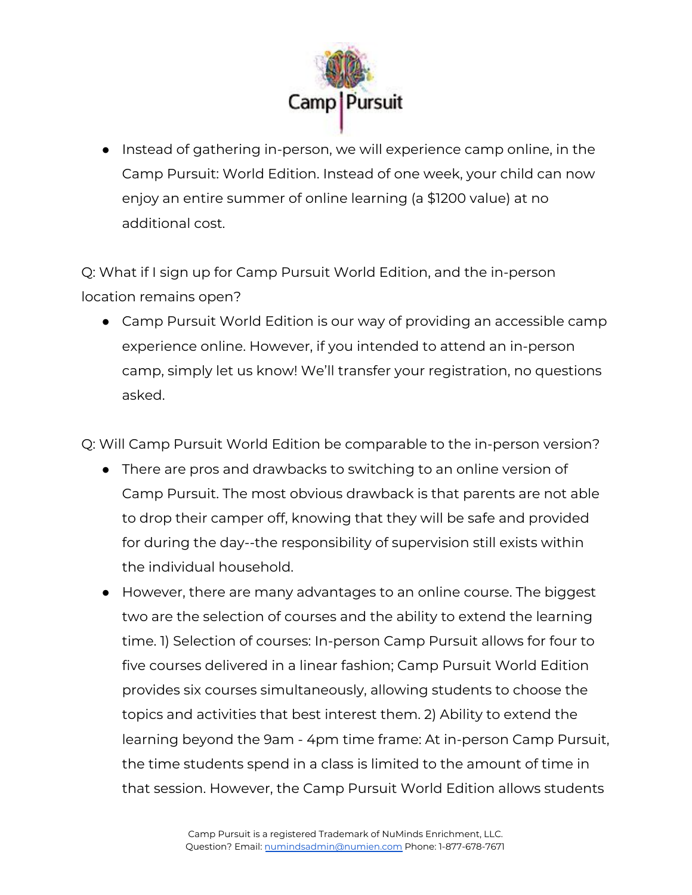- Instead of gathering in-person, we will experience camp online, in the Camp Pursuit: World Edition. Instead of one week, your child can now enjoy an entire summer of online learning (a $1200 value) at no additional cost.

Q: What if I sign up for Camp Pursuit World Edition, and the in-person location remains open?

- Camp Pursuit World Edition is our way of providing an accessible camp experience online. However, if you intended to attend an in-person camp, simply let us know! We'll transfer your registration, no questions asked.

Q: Will Camp Pursuit World Edition be comparable to the in-person version?

- There are pros and drawbacks to switching to an online version of Camp Pursuit. The most obvious drawback is that parents are not able to drop their camper off, knowing that they will be safe and provided for during the day--the responsibility of supervision still exists within the individual household.
- However, there are many advantages to an online course. The biggest two are the selection of courses and the ability to extend the learning time. 1) Selection of courses: In-person Camp Pursuit allows for four to five courses delivered in a linear fashion; Camp Pursuit World Edition provides six courses simultaneously, allowing students to choose the topics and activities that best interest them. 2) Ability to extend the learning beyond the 9am - 4pm time frame: At in-person Camp Pursuit, the time students spend in a class is limited to the amount of time in that session. However, the Camp Pursuit World Edition allows students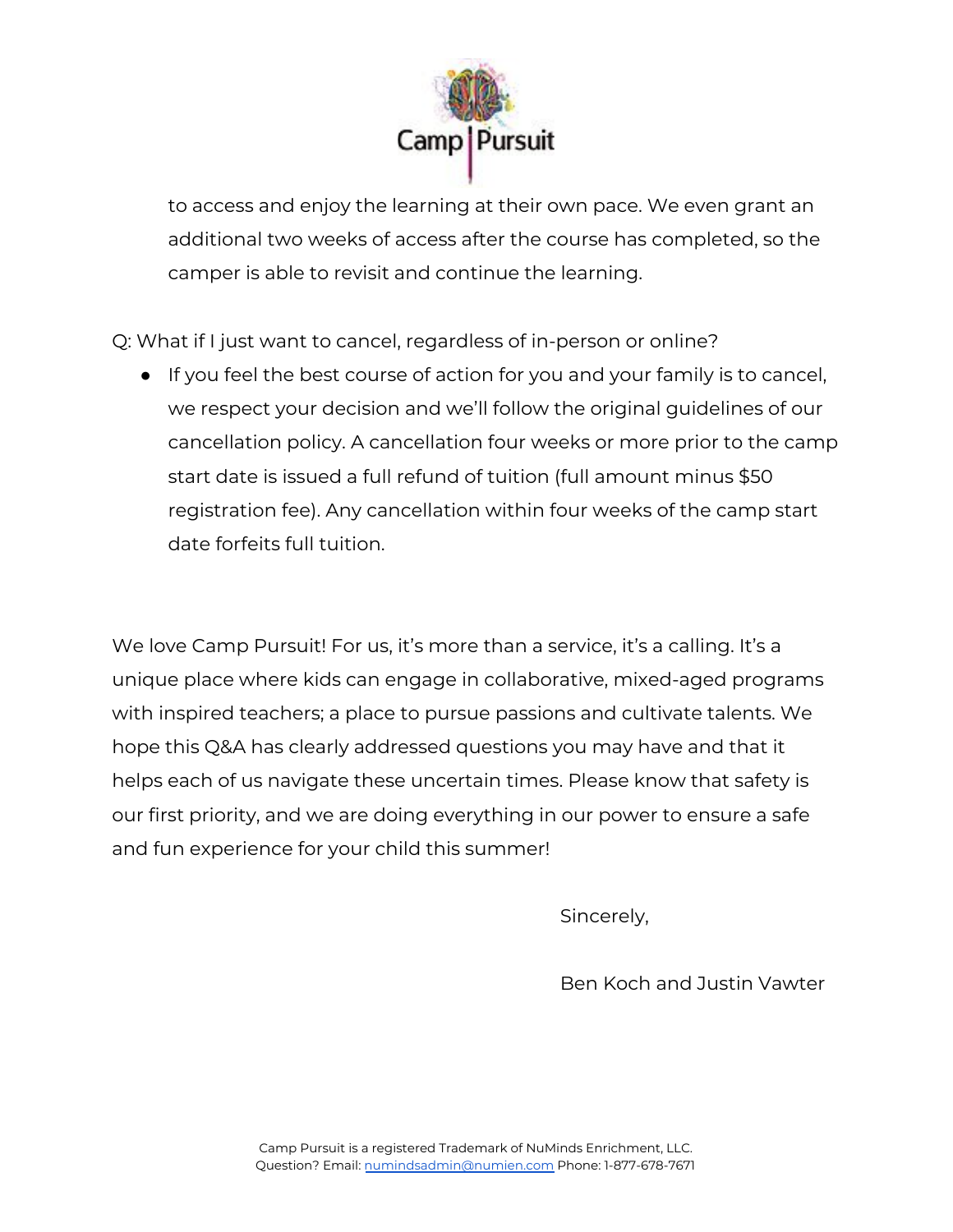to access and enjoy the learning at their own pace. We even grant an additional two weeks of access after the course has completed, so the camper is able to revisit and continue the learning.

Q: What if I just want to cancel, regardless of in-person or online?

- If you feel the best course of action for you and your family is to cancel, we respect your decision and we'll follow the original guidelines of our cancellation policy. A cancellation four weeks or more prior to the camp start date is issued a full refund of tuition (full amount minus $50 registration fee). Any cancellation within four weeks of the camp start date forfeits full tuition.

We love Camp Pursuit! For us, it's more than a service, it's a calling. It's a unique place where kids can engage in collaborative, mixed-aged programs with inspired teachers; a place to pursue passions and cultivate talents. We hope this Q&A has clearly addressed questions you may have and that it helps each of us navigate these uncertain times. Please know that safety is our first priority, and we are doing everything in our power to ensure a safe and fun experience for your child this summer!

Sincerely,

Ben Koch and Justin Vawter

Camp Pursuit is a registered Trademark of NuMinds Enrichment, LLC.
Question? Email: numindsadmin@numien.com Phone: 1-877-678-7671